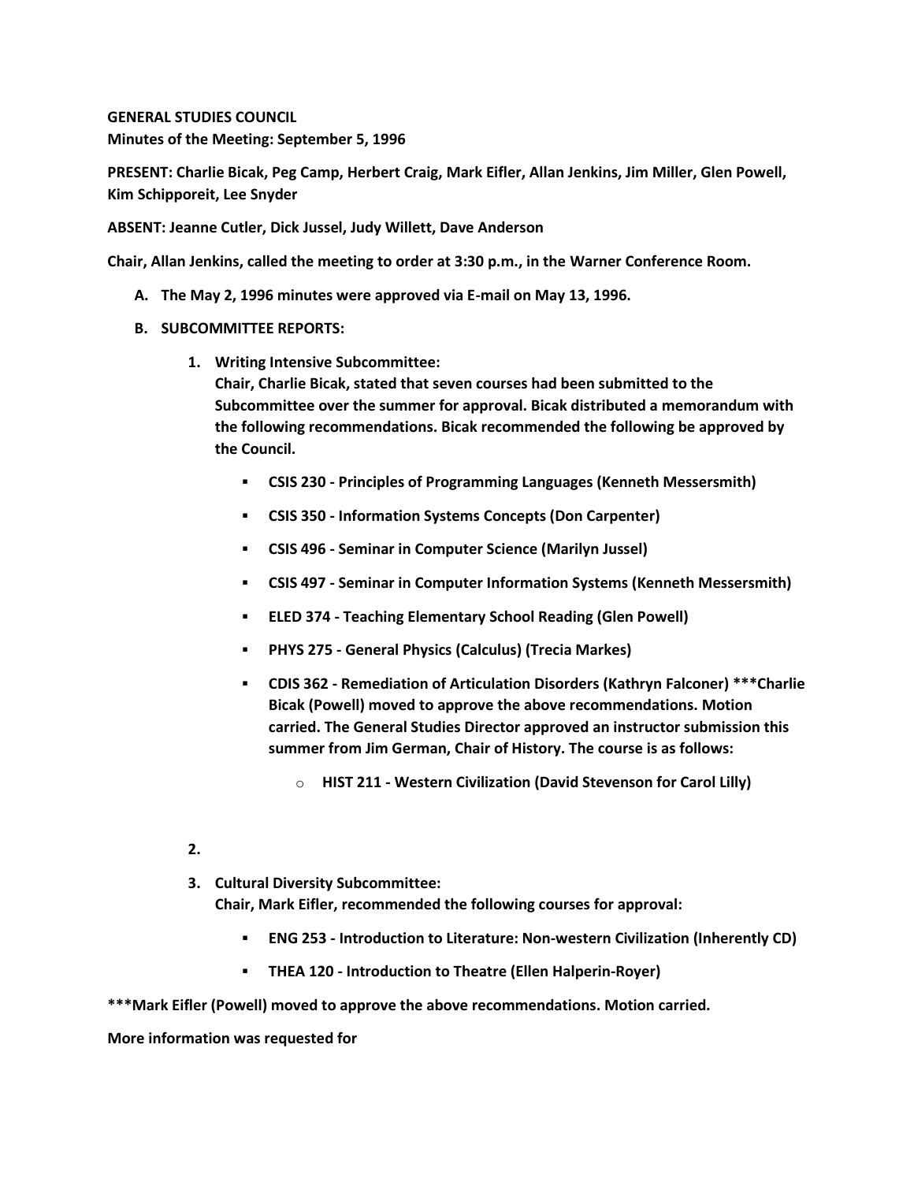**GENERAL STUDIES COUNCIL**
**Minutes of the Meeting: September 5, 1996**

**PRESENT: Charlie Bicak, Peg Camp, Herbert Craig, Mark Eifler, Allan Jenkins, Jim Miller, Glen Powell, Kim Schipporeit, Lee Snyder**

**ABSENT: Jeanne Cutler, Dick Jussel, Judy Willett, Dave Anderson**

**Chair, Allan Jenkins, called the meeting to order at 3:30 p.m., in the Warner Conference Room.**

A. **The May 2, 1996 minutes were approved via E-mail on May 13, 1996.**

B. **SUBCOMMITTEE REPORTS:**

   1. **Writing Intensive Subcommittee:**
      **Chair, Charlie Bicak, stated that seven courses had been submitted to the Subcommittee over the summer for approval. Bicak distributed a memorandum with the following recommendations. Bicak recommended the following be approved by the Council.**

      - **CSIS 230 - Principles of Programming Languages (Kenneth Messersmith)**
      - **CSIS 350 - Information Systems Concepts (Don Carpenter)**
      - **CSIS 496 - Seminar in Computer Science (Marilyn Jussel)**
      - **CSIS 497 - Seminar in Computer Information Systems (Kenneth Messersmith)**
      - **ELED 374 - Teaching Elementary School Reading (Glen Powell)**
      - **PHYS 275 - General Physics (Calculus) (Trecia Markes)**
      - **CDIS 362 - Remediation of Articulation Disorders (Kathryn Falconer) \*\*\*Charlie Bicak (Powell) moved to approve the above recommendations. Motion carried. The General Studies Director approved an instructor submission this summer from Jim German, Chair of History. The course is as follows:**
         - **HIST 211 - Western Civilization (David Stevenson for Carol Lilly)**

   2. 

   3. **Cultural Diversity Subcommittee:**
      **Chair, Mark Eifler, recommended the following courses for approval:**

      - **ENG 253 - Introduction to Literature: Non-western Civilization (Inherently CD)**
      - **THEA 120 - Introduction to Theatre (Ellen Halperin-Royer)**

**\*\*\*Mark Eifler (Powell) moved to approve the above recommendations. Motion carried.**

**More information was requested for**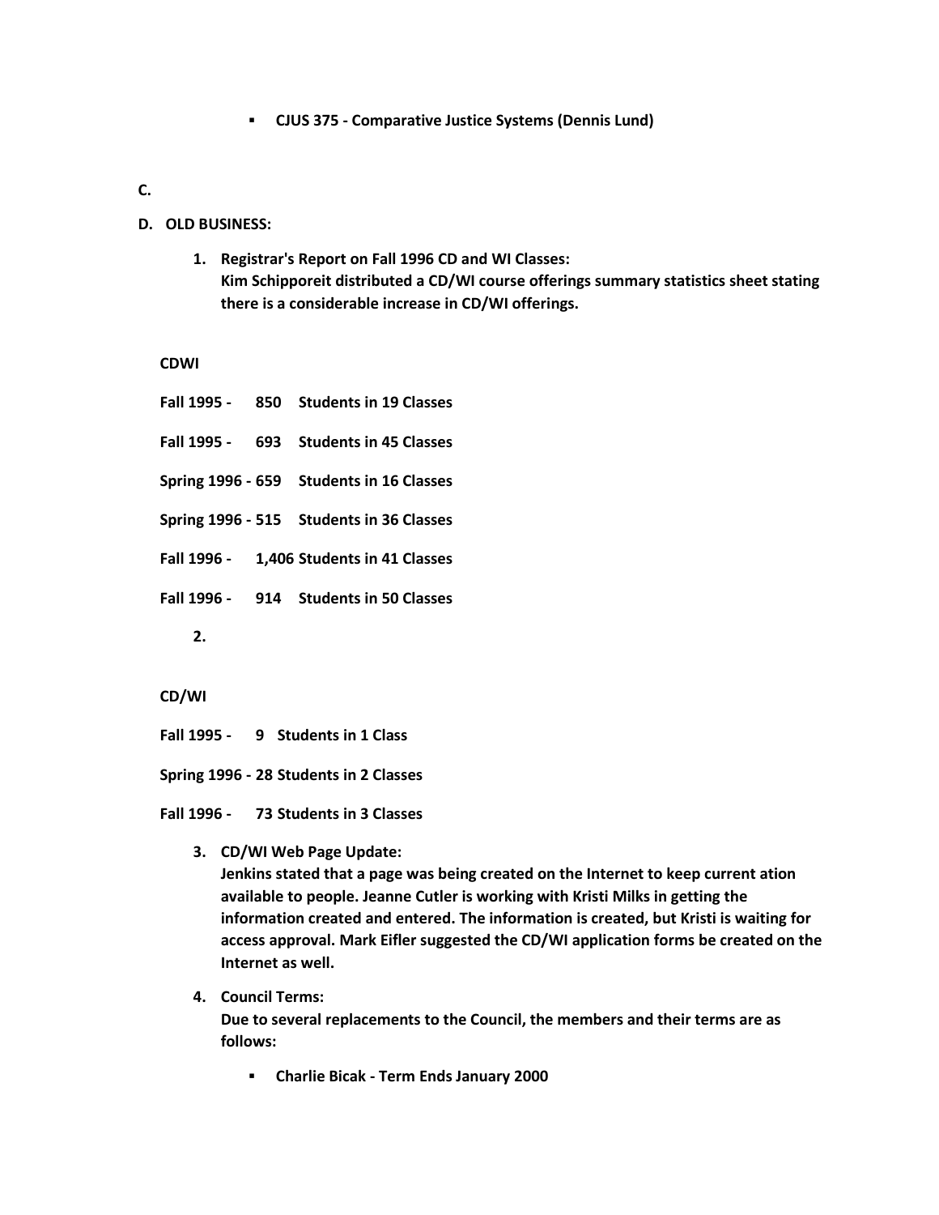- **CJUS 375 - Comparative Justice Systems (Dennis Lund)**

**C.**

**D. OLD BUSINESS:**

1. **Registrar's Report on Fall 1996 CD and WI Classes:**
   **Kim Schipporeit distributed a CD/WI course offerings summary statistics sheet stating there is a considerable increase in CD/WI offerings.**

**CDWI**

**Fall 1995 - 850 Students in 19 Classes**

**Fall 1995 - 693 Students in 45 Classes**

**Spring 1996 - 659 Students in 16 Classes**

**Spring 1996 - 515 Students in 36 Classes**

**Fall 1996 - 1,406 Students in 41 Classes**

**Fall 1996 - 914 Students in 50 Classes**

2.

**CD/WI**

**Fall 1995 - 9 Students in 1 Class**

**Spring 1996 - 28 Students in 2 Classes**

**Fall 1996 - 73 Students in 3 Classes**

3. **CD/WI Web Page Update:**
   **Jenkins stated that a page was being created on the Internet to keep current ation available to people. Jeanne Cutler is working with Kristi Milks in getting the information created and entered. The information is created, but Kristi is waiting for access approval. Mark Eifler suggested the CD/WI application forms be created on the Internet as well.**

4. **Council Terms:**
   **Due to several replacements to the Council, the members and their terms are as follows:**

   - **Charlie Bicak - Term Ends January 2000**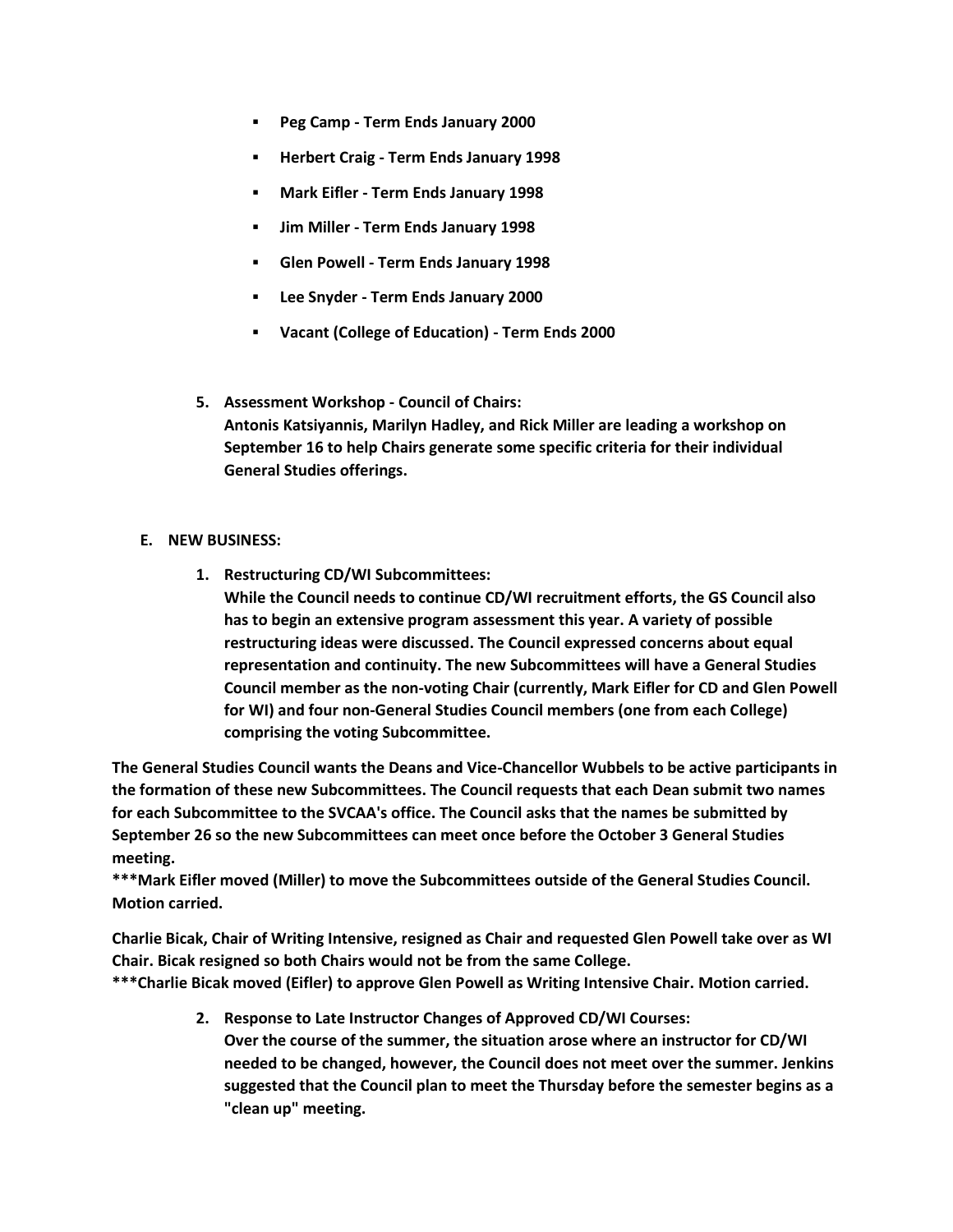- **Peg Camp - Term Ends January 2000**
- **Herbert Craig - Term Ends January 1998**
- **Mark Eifler - Term Ends January 1998**
- **Jim Miller - Term Ends January 1998**
- **Glen Powell - Term Ends January 1998**
- **Lee Snyder - Term Ends January 2000**
- **Vacant (College of Education) - Term Ends 2000**

5. **Assessment Workshop - Council of Chairs:**
   **Antonis Katsiyannis, Marilyn Hadley, and Rick Miller are leading a workshop on September 16 to help Chairs generate some specific criteria for their individual General Studies offerings.**

**E. NEW BUSINESS:**

1. **Restructuring CD/WI Subcommittees:**
   **While the Council needs to continue CD/WI recruitment efforts, the GS Council also has to begin an extensive program assessment this year. A variety of possible restructuring ideas were discussed. The Council expressed concerns about equal representation and continuity. The new Subcommittees will have a General Studies Council member as the non-voting Chair (currently, Mark Eifler for CD and Glen Powell for WI) and four non-General Studies Council members (one from each College) comprising the voting Subcommittee.**

**The General Studies Council wants the Deans and Vice-Chancellor Wubbels to be active participants in the formation of these new Subcommittees. The Council requests that each Dean submit two names for each Subcommittee to the SVCAA's office. The Council asks that the names be submitted by September 26 so the new Subcommittees can meet once before the October 3 General Studies meeting.**
**\*\*\*Mark Eifler moved (Miller) to move the Subcommittees outside of the General Studies Council. Motion carried.**

**Charlie Bicak, Chair of Writing Intensive, resigned as Chair and requested Glen Powell take over as WI Chair. Bicak resigned so both Chairs would not be from the same College.**
**\*\*\*Charlie Bicak moved (Eifler) to approve Glen Powell as Writing Intensive Chair. Motion carried.**

2. **Response to Late Instructor Changes of Approved CD/WI Courses:**
   **Over the course of the summer, the situation arose where an instructor for CD/WI needed to be changed, however, the Council does not meet over the summer. Jenkins suggested that the Council plan to meet the Thursday before the semester begins as a "clean up" meeting.**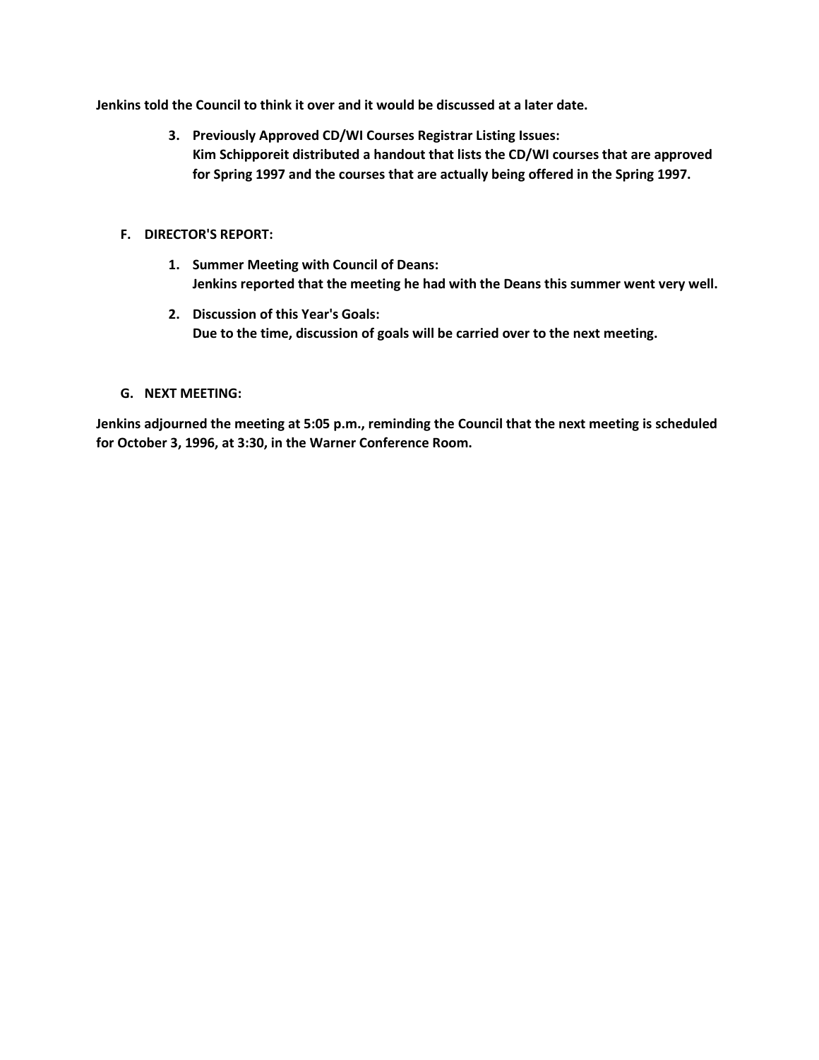**Jenkins told the Council to think it over and it would be discussed at a later date.**

3. **Previously Approved CD/WI Courses Registrar Listing Issues:**
   **Kim Schipporeit distributed a handout that lists the CD/WI courses that are approved for Spring 1997 and the courses that are actually being offered in the Spring 1997.**

## F. DIRECTOR'S REPORT:

1. **Summer Meeting with Council of Deans:**
   **Jenkins reported that the meeting he had with the Deans this summer went very well.**
2. **Discussion of this Year's Goals:**
   **Due to the time, discussion of goals will be carried over to the next meeting.**

## G. NEXT MEETING:

**Jenkins adjourned the meeting at 5:05 p.m., reminding the Council that the next meeting is scheduled for October 3, 1996, at 3:30, in the Warner Conference Room.**